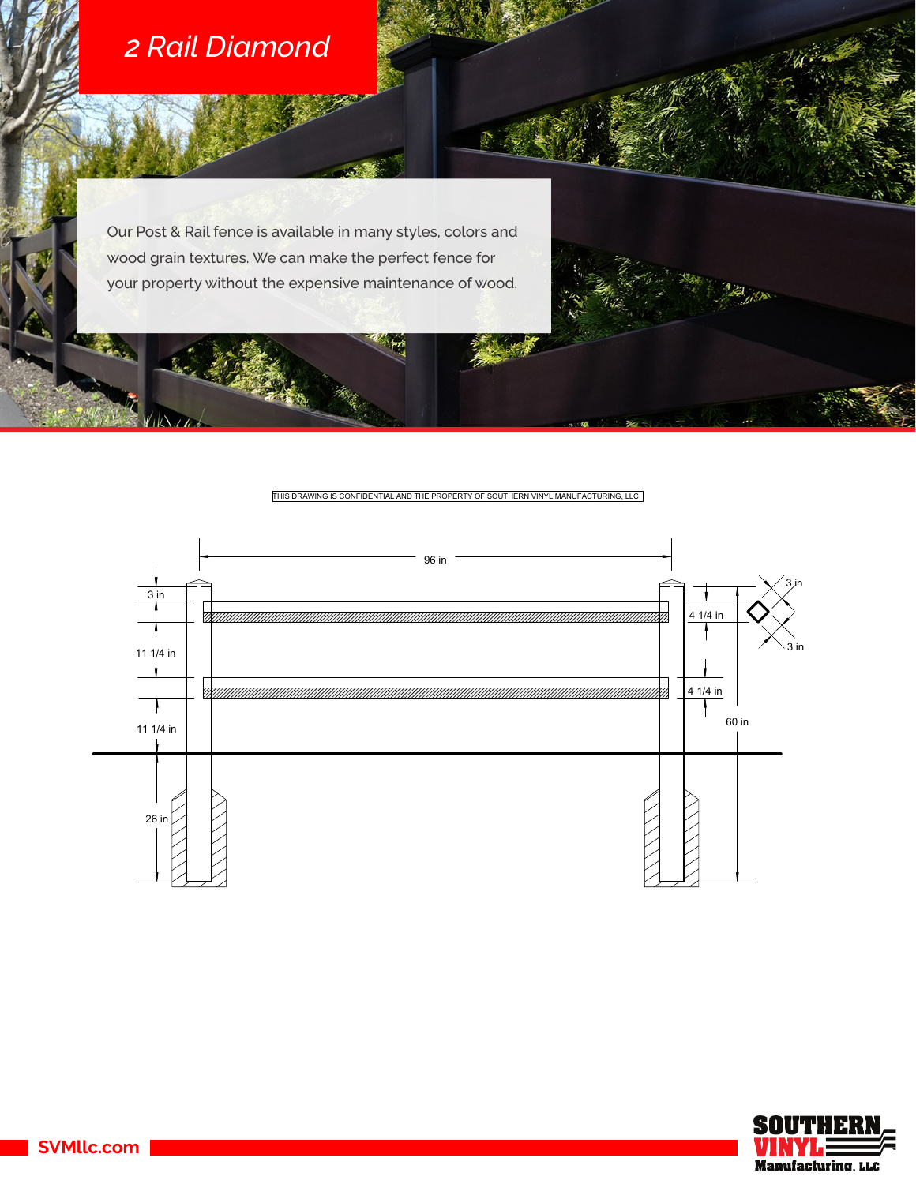# 2 Rail Diamond

Our Post & Rail fence is available in many styles, colors and wood grain textures. We can make the perfect fence for your property without the expensive maintenance of wood.

THIS DRAWING IS CONFIDENTIAL AND THE PROPERTY OF SOUTHERN VINYL MANUFACTURING, LLC

96 in

3 in

11 1/4 in

11 1/4 in

26 in

4 1/4 in

4 1/4 in

60 in

3 in

3 in

SVMllc.com

SOUTHERN VINYL Manufacturing, LLC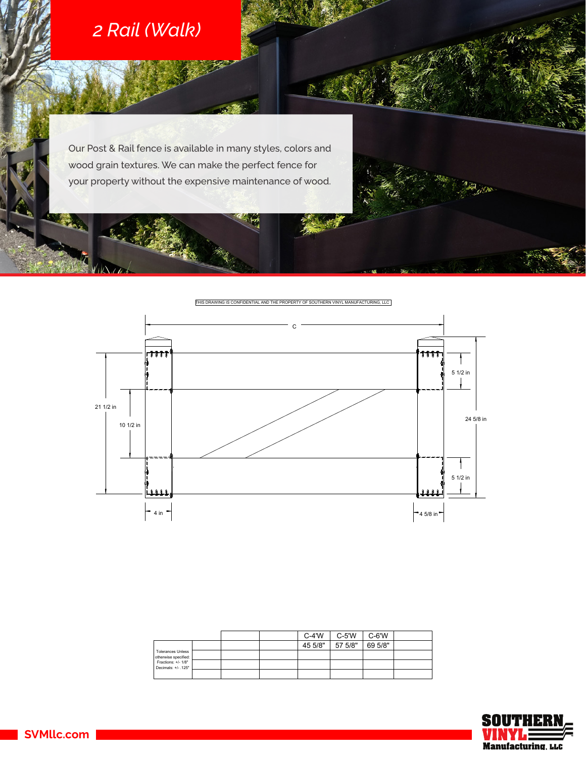# 2 Rail (Walk)

Our Post & Rail fence is available in many styles, colors and wood grain textures. We can make the perfect fence for your property without the expensive maintenance of wood.

THIS DRAWING IS CONFIDENTIAL AND THE PROPERTY OF SOUTHERN VINYL MANUFACTURING, LLC

C

21 1/2 in

10 1/2 in

5 1/2 in

24 5/8 in

5 1/2 in

4 in

4 5/8 in

| | | | | C-4'W | C-5'W | C-6'W | |
|---|---|---|---|---|---|---|---|
| Tolerances Unless otherwise specified: Fractions: +/- 1/8" Decimals: +/- .125" | | | | 45 5/8" | 57 5/8" | 69 5/8" | |
| | | | | | | | |
| | | | | | | | |
| | | | | | | | |

SVMllc.com

SOUTHERN VINYL Manufacturing, LLC